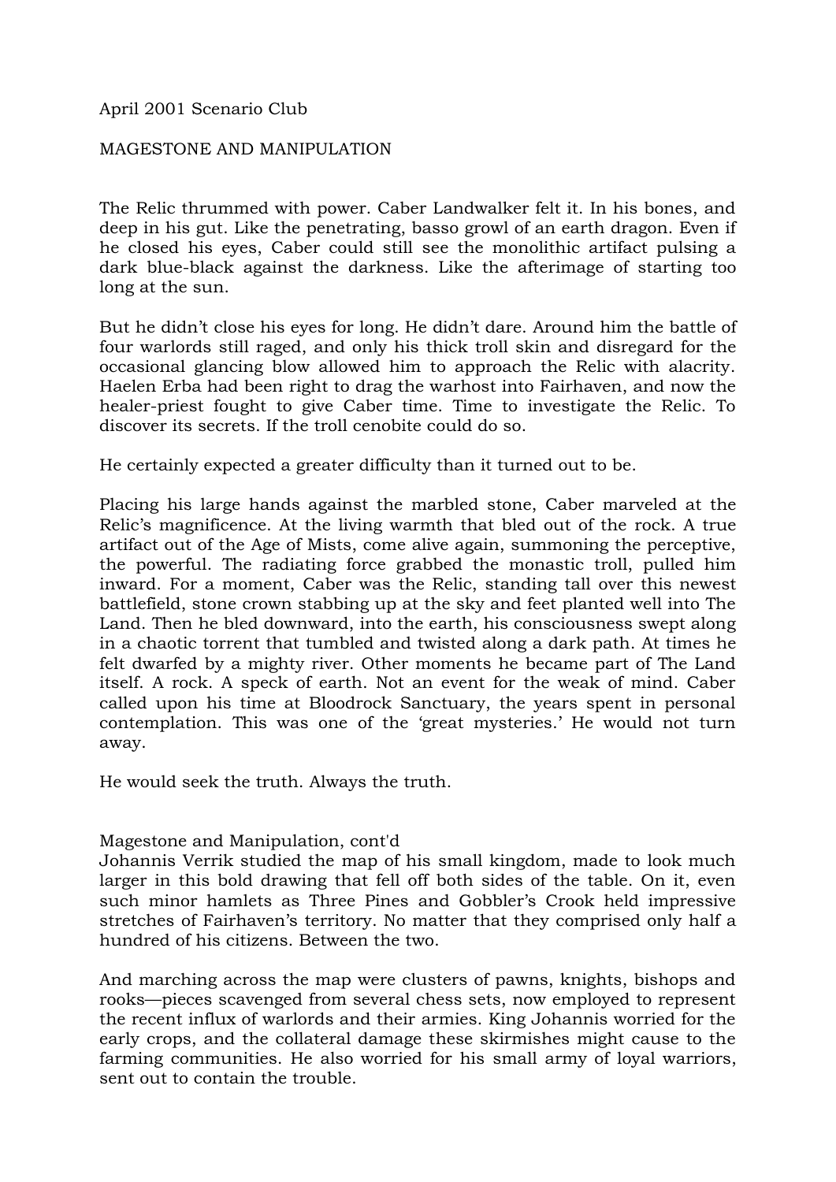April 2001 Scenario Club

MAGESTONE AND MANIPULATION

The Relic thrummed with power. Caber Landwalker felt it. In his bones, and deep in his gut. Like the penetrating, basso growl of an earth dragon. Even if he closed his eyes, Caber could still see the monolithic artifact pulsing a dark blue-black against the darkness. Like the afterimage of starting too long at the sun.

But he didn't close his eyes for long. He didn't dare. Around him the battle of four warlords still raged, and only his thick troll skin and disregard for the occasional glancing blow allowed him to approach the Relic with alacrity. Haelen Erba had been right to drag the warhost into Fairhaven, and now the healer-priest fought to give Caber time. Time to investigate the Relic. To discover its secrets. If the troll cenobite could do so.

He certainly expected a greater difficulty than it turned out to be.

Placing his large hands against the marbled stone, Caber marveled at the Relic's magnificence. At the living warmth that bled out of the rock. A true artifact out of the Age of Mists, come alive again, summoning the perceptive, the powerful. The radiating force grabbed the monastic troll, pulled him inward. For a moment, Caber was the Relic, standing tall over this newest battlefield, stone crown stabbing up at the sky and feet planted well into The Land. Then he bled downward, into the earth, his consciousness swept along in a chaotic torrent that tumbled and twisted along a dark path. At times he felt dwarfed by a mighty river. Other moments he became part of The Land itself. A rock. A speck of earth. Not an event for the weak of mind. Caber called upon his time at Bloodrock Sanctuary, the years spent in personal contemplation. This was one of the 'great mysteries.' He would not turn away.

He would seek the truth. Always the truth.

Magestone and Manipulation, cont'd

Johannis Verrik studied the map of his small kingdom, made to look much larger in this bold drawing that fell off both sides of the table. On it, even such minor hamlets as Three Pines and Gobbler's Crook held impressive stretches of Fairhaven's territory. No matter that they comprised only half a hundred of his citizens. Between the two.

And marching across the map were clusters of pawns, knights, bishops and rooks—pieces scavenged from several chess sets, now employed to represent the recent influx of warlords and their armies. King Johannis worried for the early crops, and the collateral damage these skirmishes might cause to the farming communities. He also worried for his small army of loyal warriors, sent out to contain the trouble.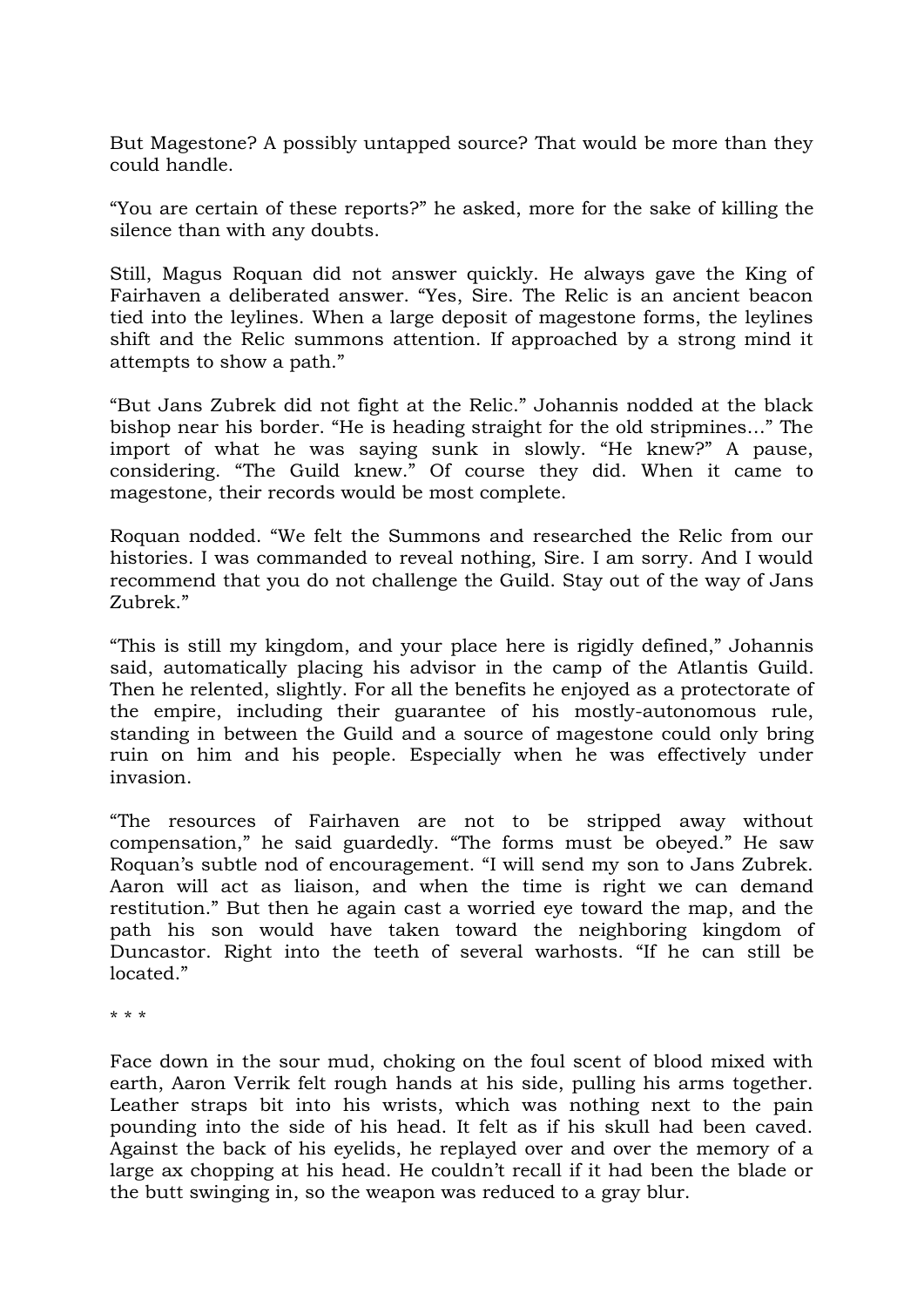But Magestone? A possibly untapped source? That would be more than they could handle.

“You are certain of these reports?” he asked, more for the sake of killing the silence than with any doubts.

Still, Magus Roquan did not answer quickly. He always gave the King of Fairhaven a deliberated answer. “Yes, Sire. The Relic is an ancient beacon tied into the leylines. When a large deposit of magestone forms, the leylines shift and the Relic summons attention. If approached by a strong mind it attempts to show a path.”

“But Jans Zubrek did not fight at the Relic.” Johannis nodded at the black bishop near his border. “He is heading straight for the old stripmines…” The import of what he was saying sunk in slowly. “He knew?” A pause, considering. “The Guild knew.” Of course they did. When it came to magestone, their records would be most complete.

Roquan nodded. “We felt the Summons and researched the Relic from our histories. I was commanded to reveal nothing, Sire. I am sorry. And I would recommend that you do not challenge the Guild. Stay out of the way of Jans Zubrek.”

“This is still my kingdom, and your place here is rigidly defined,” Johannis said, automatically placing his advisor in the camp of the Atlantis Guild. Then he relented, slightly. For all the benefits he enjoyed as a protectorate of the empire, including their guarantee of his mostly-autonomous rule, standing in between the Guild and a source of magestone could only bring ruin on him and his people. Especially when he was effectively under invasion.

“The resources of Fairhaven are not to be stripped away without compensation,” he said guardedly. “The forms must be obeyed.” He saw Roquan’s subtle nod of encouragement. “I will send my son to Jans Zubrek. Aaron will act as liaison, and when the time is right we can demand restitution.” But then he again cast a worried eye toward the map, and the path his son would have taken toward the neighboring kingdom of Duncastor. Right into the teeth of several warhosts. “If he can still be located.”

\* \* \*

Face down in the sour mud, choking on the foul scent of blood mixed with earth, Aaron Verrik felt rough hands at his side, pulling his arms together. Leather straps bit into his wrists, which was nothing next to the pain pounding into the side of his head. It felt as if his skull had been caved. Against the back of his eyelids, he replayed over and over the memory of a large ax chopping at his head. He couldn’t recall if it had been the blade or the butt swinging in, so the weapon was reduced to a gray blur.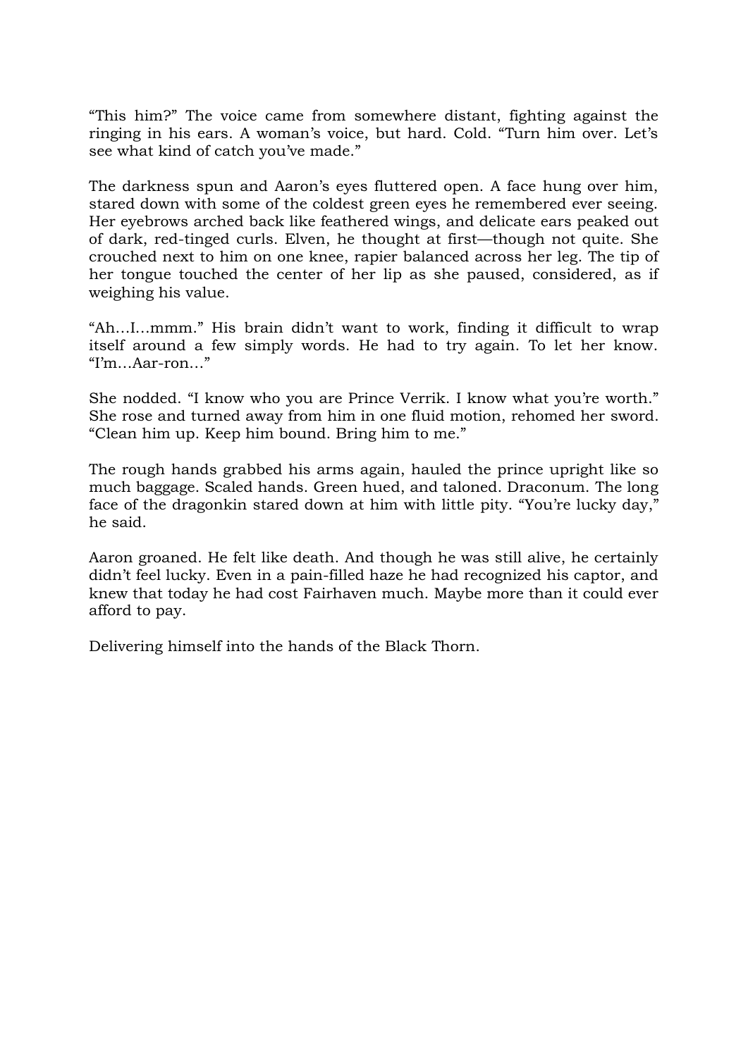“This him?” The voice came from somewhere distant, fighting against the ringing in his ears. A woman’s voice, but hard. Cold. “Turn him over. Let’s see what kind of catch you’ve made.”

The darkness spun and Aaron’s eyes fluttered open. A face hung over him, stared down with some of the coldest green eyes he remembered ever seeing. Her eyebrows arched back like feathered wings, and delicate ears peaked out of dark, red-tinged curls. Elven, he thought at first—though not quite. She crouched next to him on one knee, rapier balanced across her leg. The tip of her tongue touched the center of her lip as she paused, considered, as if weighing his value.

“Ah…I…mmm.” His brain didn’t want to work, finding it difficult to wrap itself around a few simply words. He had to try again. To let her know. “I’m…Aar-ron…”

She nodded. “I know who you are Prince Verrik. I know what you’re worth.” She rose and turned away from him in one fluid motion, rehomed her sword. “Clean him up. Keep him bound. Bring him to me.”

The rough hands grabbed his arms again, hauled the prince upright like so much baggage. Scaled hands. Green hued, and taloned. Draconum. The long face of the dragonkin stared down at him with little pity. “You’re lucky day,” he said.

Aaron groaned. He felt like death. And though he was still alive, he certainly didn’t feel lucky. Even in a pain-filled haze he had recognized his captor, and knew that today he had cost Fairhaven much. Maybe more than it could ever afford to pay.

Delivering himself into the hands of the Black Thorn.